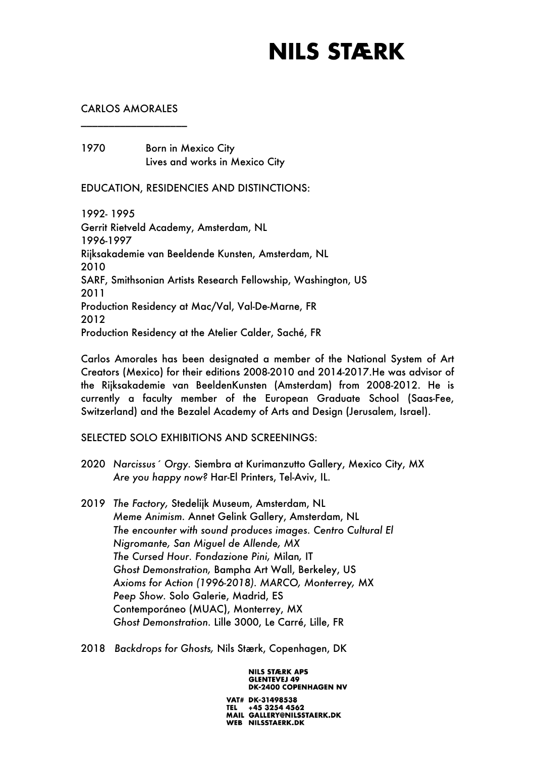# NILS STÆRK

## CARLOS AMORALES

1970 Born in Mexico City
Lives and works in Mexico City

### EDUCATION, RESIDENCIES AND DISTINCTIONS:

1992- 1995
Gerrit Rietveld Academy, Amsterdam, NL
1996-1997
Rijksakademie van Beeldende Kunsten, Amsterdam, NL
2010
SARF, Smithsonian Artists Research Fellowship, Washington, US
2011
Production Residency at Mac/Val, Val-De-Marne, FR
2012
Production Residency at the Atelier Calder, Saché, FR

Carlos Amorales has been designated a member of the National System of Art Creators (Mexico) for their editions 2008-2010 and 2014-2017.He was advisor of the Rijksakademie van BeeldenKunsten (Amsterdam) from 2008-2012. He is currently a faculty member of the European Graduate School (Saas-Fee, Switzerland) and the Bezalel Academy of Arts and Design (Jerusalem, Israel).

### SELECTED SOLO EXHIBITIONS AND SCREENINGS:

2020 *Narcissus´ Orgy*. Siembra at Kurimanzutto Gallery, Mexico City, MX
*Are you happy now?* Har-El Printers, Tel-Aviv, IL.

2019 *The Factory,* Stedelijk Museum, Amsterdam, NL
*Meme Animism*. Annet Gelink Gallery, Amsterdam, NL
*The encounter with sound produces images. Centro Cultural El Nigromante, San Miguel de Allende, MX*
*The Cursed Hour. Fondazione Pini,* Milan, IT
*Ghost Demonstration,* Bampha Art Wall, Berkeley, US
*Axioms for Action (1996-2018). MARCO, Monterrey,* MX
*Peep Show*. Solo Galerie, Madrid, ES
Contemporáneo (MUAC), Monterrey, MX
*Ghost Demonstration*. Lille 3000, Le Carré, Lille, FR

2018 *Backdrops for Ghosts,* Nils Stærk, Copenhagen, DK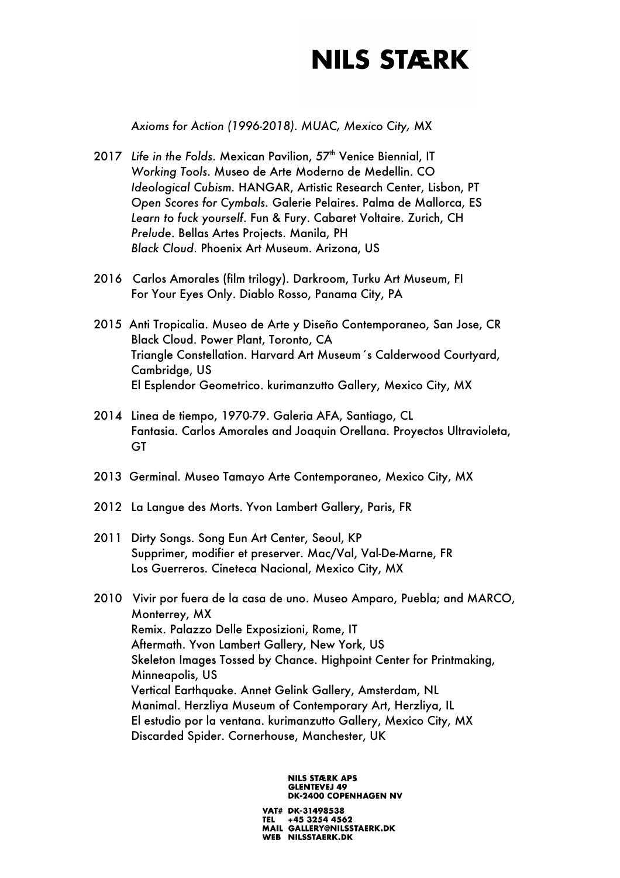*Axioms for Action (1996-2018). MUAC, Mexico City, MX*

2017 *Life in the Folds*. Mexican Pavilion, 57th Venice Biennial, IT
*Working Tools*. Museo de Arte Moderno de Medellin. CO
*Ideological Cubism*. HANGAR, Artistic Research Center, Lisbon, PT
*Open Scores for Cymbals*. Galerie Pelaires. Palma de Mallorca, ES
*Learn to fuck yourself*. Fun & Fury. Cabaret Voltaire. Zurich, CH
*Prelude*. Bellas Artes Projects. Manila, PH
*Black Cloud*. Phoenix Art Museum. Arizona, US

2016 Carlos Amorales (film trilogy). Darkroom, Turku Art Museum, FI
For Your Eyes Only. Diablo Rosso, Panama City, PA

2015 Anti Tropicalia. Museo de Arte y Diseño Contemporaneo, San Jose, CR
Black Cloud. Power Plant, Toronto, CA
Triangle Constellation. Harvard Art Museum´s Calderwood Courtyard, Cambridge, US
El Esplendor Geometrico. kurimanzutto Gallery, Mexico City, MX

2014 Linea de tiempo, 1970-79. Galeria AFA, Santiago, CL
Fantasia. Carlos Amorales and Joaquin Orellana. Proyectos Ultravioleta, GT

2013 Germinal. Museo Tamayo Arte Contemporaneo, Mexico City, MX

2012 La Langue des Morts. Yvon Lambert Gallery, Paris, FR

2011 Dirty Songs. Song Eun Art Center, Seoul, KP
Supprimer, modifier et preserver. Mac/Val, Val-De-Marne, FR
Los Guerreros. Cineteca Nacional, Mexico City, MX

2010 Vivir por fuera de la casa de uno. Museo Amparo, Puebla; and MARCO, Monterrey, MX
Remix. Palazzo Delle Exposizioni, Rome, IT
Aftermath. Yvon Lambert Gallery, New York, US
Skeleton Images Tossed by Chance. Highpoint Center for Printmaking, Minneapolis, US
Vertical Earthquake. Annet Gelink Gallery, Amsterdam, NL
Manimal. Herzliya Museum of Contemporary Art, Herzliya, IL
El estudio por la ventana. kurimanzutto Gallery, Mexico City, MX
Discarded Spider. Cornerhouse, Manchester, UK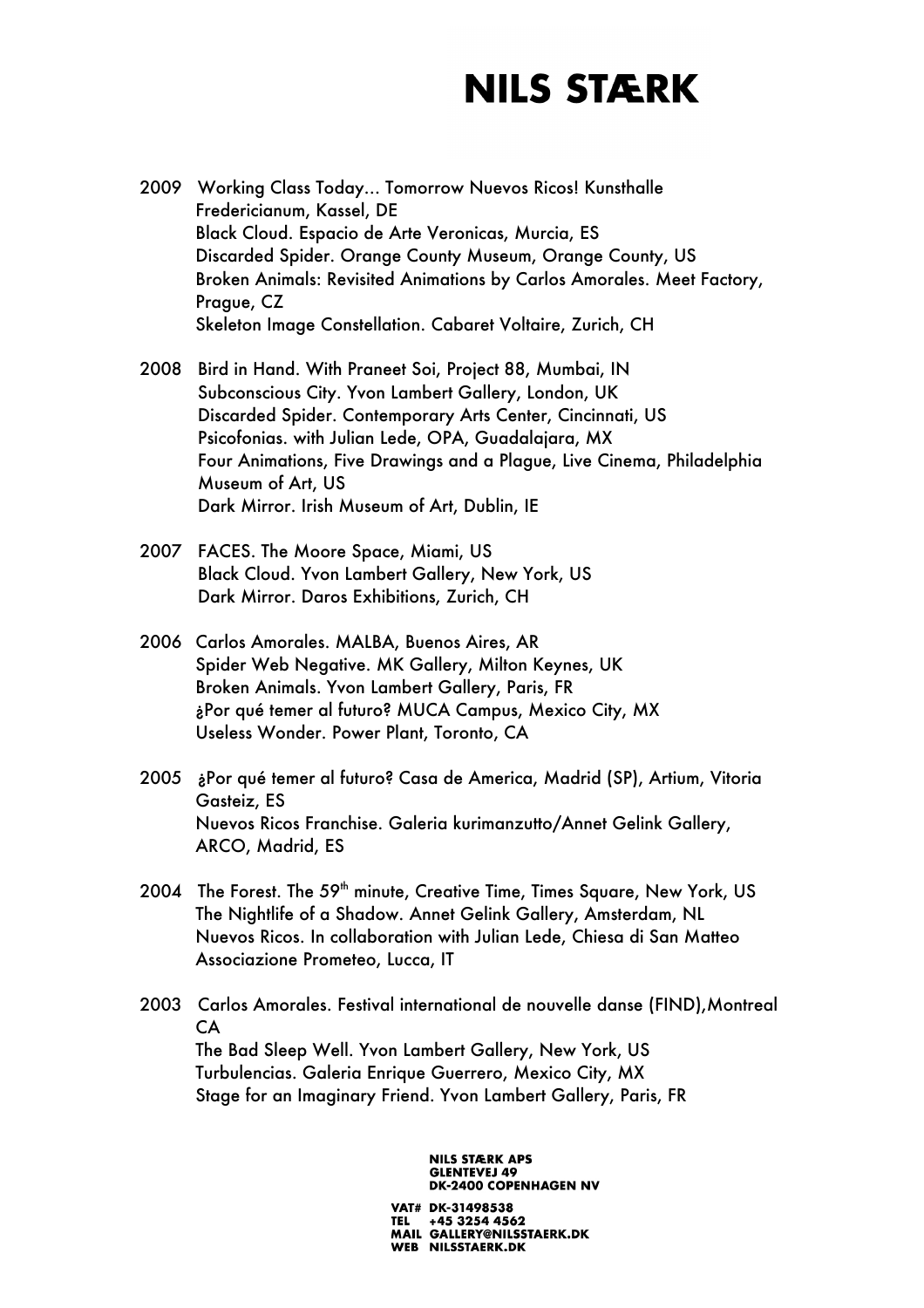2009 Working Class Today… Tomorrow Nuevos Ricos! Kunsthalle Fridericianum, Kassel, DE
Black Cloud. Espacio de Arte Veronicas, Murcia, ES
Discarded Spider. Orange County Museum, Orange County, US
Broken Animals: Revisited Animations by Carlos Amorales. Meet Factory, Prague, CZ
Skeleton Image Constellation. Cabaret Voltaire, Zurich, CH

2008 Bird in Hand. With Praneet Soi, Project 88, Mumbai, IN
Subconscious City. Yvon Lambert Gallery, London, UK
Discarded Spider. Contemporary Arts Center, Cincinnati, US
Psicofonias. with Julian Lede, OPA, Guadalajara, MX
Four Animations, Five Drawings and a Plague, Live Cinema, Philadelphia Museum of Art, US
Dark Mirror. Irish Museum of Art, Dublin, IE

2007 FACES. The Moore Space, Miami, US
Black Cloud. Yvon Lambert Gallery, New York, US
Dark Mirror. Daros Exhibitions, Zurich, CH

2006 Carlos Amorales. MALBA, Buenos Aires, AR
Spider Web Negative. MK Gallery, Milton Keynes, UK
Broken Animals. Yvon Lambert Gallery, Paris, FR
¿Por qué temer al futuro? MUCA Campus, Mexico City, MX
Useless Wonder. Power Plant, Toronto, CA

2005 ¿Por qué temer al futuro? Casa de America, Madrid (SP), Artium, Vitoria Gasteiz, ES
Nuevos Ricos Franchise. Galeria kurimanzutto/Annet Gelink Gallery, ARCO, Madrid, ES

2004 The Forest. The 59th minute, Creative Time, Times Square, New York, US
The Nightlife of a Shadow. Annet Gelink Gallery, Amsterdam, NL
Nuevos Ricos. In collaboration with Julian Lede, Chiesa di San Matteo Associazione Prometeo, Lucca, IT

2003 Carlos Amorales. Festival international de nouvelle danse (FIND),Montreal CA
The Bad Sleep Well. Yvon Lambert Gallery, New York, US
Turbulencias. Galeria Enrique Guerrero, Mexico City, MX
Stage for an Imaginary Friend. Yvon Lambert Gallery, Paris, FR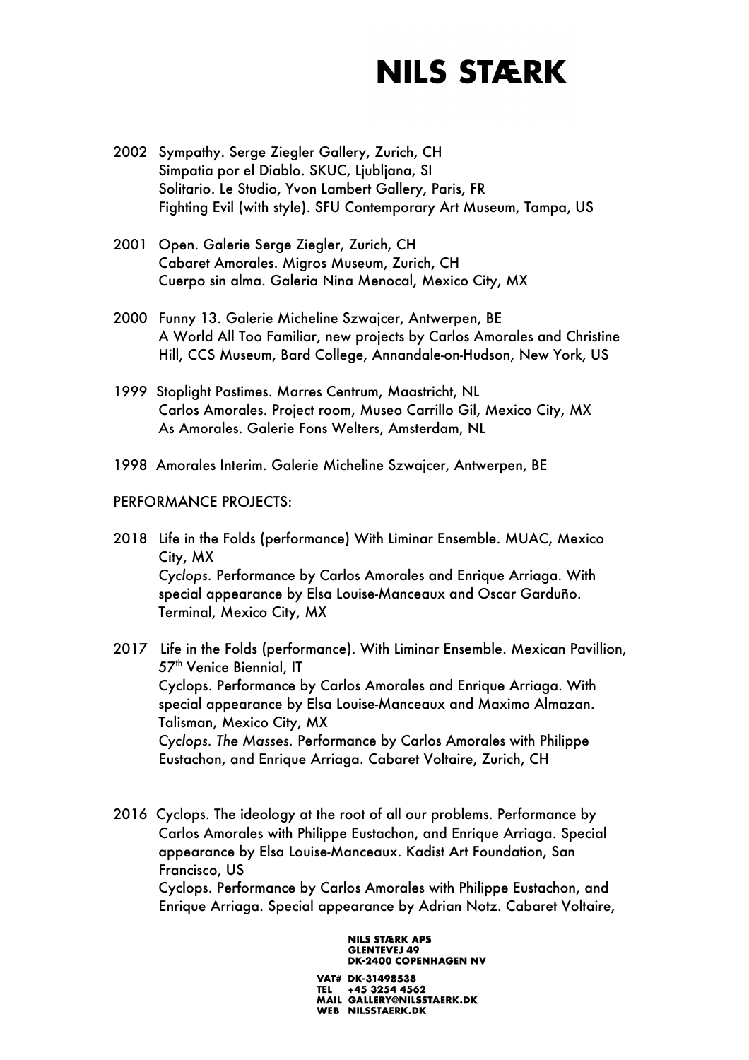2002 Sympathy. Serge Ziegler Gallery, Zurich, CH
Simpatia por el Diablo. SKUC, Ljubljana, SI
Solitario. Le Studio, Yvon Lambert Gallery, Paris, FR
Fighting Evil (with style). SFU Contemporary Art Museum, Tampa, US

2001 Open. Galerie Serge Ziegler, Zurich, CH
Cabaret Amorales. Migros Museum, Zurich, CH
Cuerpo sin alma. Galeria Nina Menocal, Mexico City, MX

2000 Funny 13. Galerie Micheline Szwajcer, Antwerpen, BE
A World All Too Familiar, new projects by Carlos Amorales and Christine Hill, CCS Museum, Bard College, Annandale-on-Hudson, New York, US

1999 Stoplight Pastimes. Marres Centrum, Maastricht, NL
Carlos Amorales. Project room, Museo Carrillo Gil, Mexico City, MX
As Amorales. Galerie Fons Welters, Amsterdam, NL

1998 Amorales Interim. Galerie Micheline Szwajcer, Antwerpen, BE

PERFORMANCE PROJECTS:

2018 Life in the Folds (performance) With Liminar Ensemble. MUAC, Mexico City, MX
*Cyclops*. Performance by Carlos Amorales and Enrique Arriaga. With special appearance by Elsa Louise-Manceaux and Oscar Garduño. Terminal, Mexico City, MX

2017 Life in the Folds (performance). With Liminar Ensemble. Mexican Pavillion, 57th Venice Biennial, IT
Cyclops. Performance by Carlos Amorales and Enrique Arriaga. With special appearance by Elsa Louise-Manceaux and Maximo Almazan. Talisman, Mexico City, MX
*Cyclops. The Masses*. Performance by Carlos Amorales with Philippe Eustachon, and Enrique Arriaga. Cabaret Voltaire, Zurich, CH

2016 Cyclops. The ideology at the root of all our problems. Performance by Carlos Amorales with Philippe Eustachon, and Enrique Arriaga. Special appearance by Elsa Louise-Manceaux. Kadist Art Foundation, San Francisco, US
Cyclops. Performance by Carlos Amorales with Philippe Eustachon, and Enrique Arriaga. Special appearance by Adrian Notz. Cabaret Voltaire,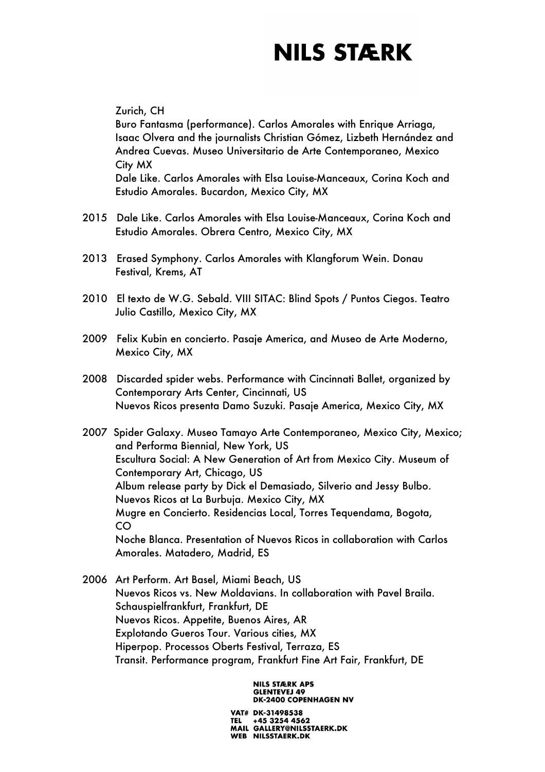Zurich, CH
Buro Fantasma (performance). Carlos Amorales with Enrique Arriaga, Isaac Olvera and the journalists Christian Gómez, Lizbeth Hernández and Andrea Cuevas. Museo Universitario de Arte Contemporaneo, Mexico City MX
Dale Like. Carlos Amorales with Elsa Louise-Manceaux, Corina Koch and Estudio Amorales. Bucardon, Mexico City, MX

2015 Dale Like. Carlos Amorales with Elsa Louise-Manceaux, Corina Koch and Estudio Amorales. Obrera Centro, Mexico City, MX

2013 Erased Symphony. Carlos Amorales with Klangforum Wein. Donau Festival, Krems, AT

2010 El texto de W.G. Sebald. VIII SITAC: Blind Spots / Puntos Ciegos. Teatro Julio Castillo, Mexico City, MX

2009 Felix Kubin en concierto. Pasaje America, and Museo de Arte Moderno, Mexico City, MX

2008 Discarded spider webs. Performance with Cincinnati Ballet, organized by Contemporary Arts Center, Cincinnati, US
Nuevos Ricos presenta Damo Suzuki. Pasaje America, Mexico City, MX

2007 Spider Galaxy. Museo Tamayo Arte Contemporaneo, Mexico City, Mexico; and Performa Biennial, New York, US
Escultura Social: A New Generation of Art from Mexico City. Museum of Contemporary Art, Chicago, US
Album release party by Dick el Demasiado, Silverio and Jessy Bulbo. Nuevos Ricos at La Burbuja. Mexico City, MX
Mugre en Concierto. Residencias Local, Torres Tequendama, Bogota, CO
Noche Blanca. Presentation of Nuevos Ricos in collaboration with Carlos Amorales. Matadero, Madrid, ES

2006 Art Perform. Art Basel, Miami Beach, US
Nuevos Ricos vs. New Moldavians. In collaboration with Pavel Braila. Schauspielfrankfurt, Frankfurt, DE
Nuevos Ricos. Appetite, Buenos Aires, AR
Explotando Gueros Tour. Various cities, MX
Hiperpop. Processos Oberts Festival, Terraza, ES
Transit. Performance program, Frankfurt Fine Art Fair, Frankfurt, DE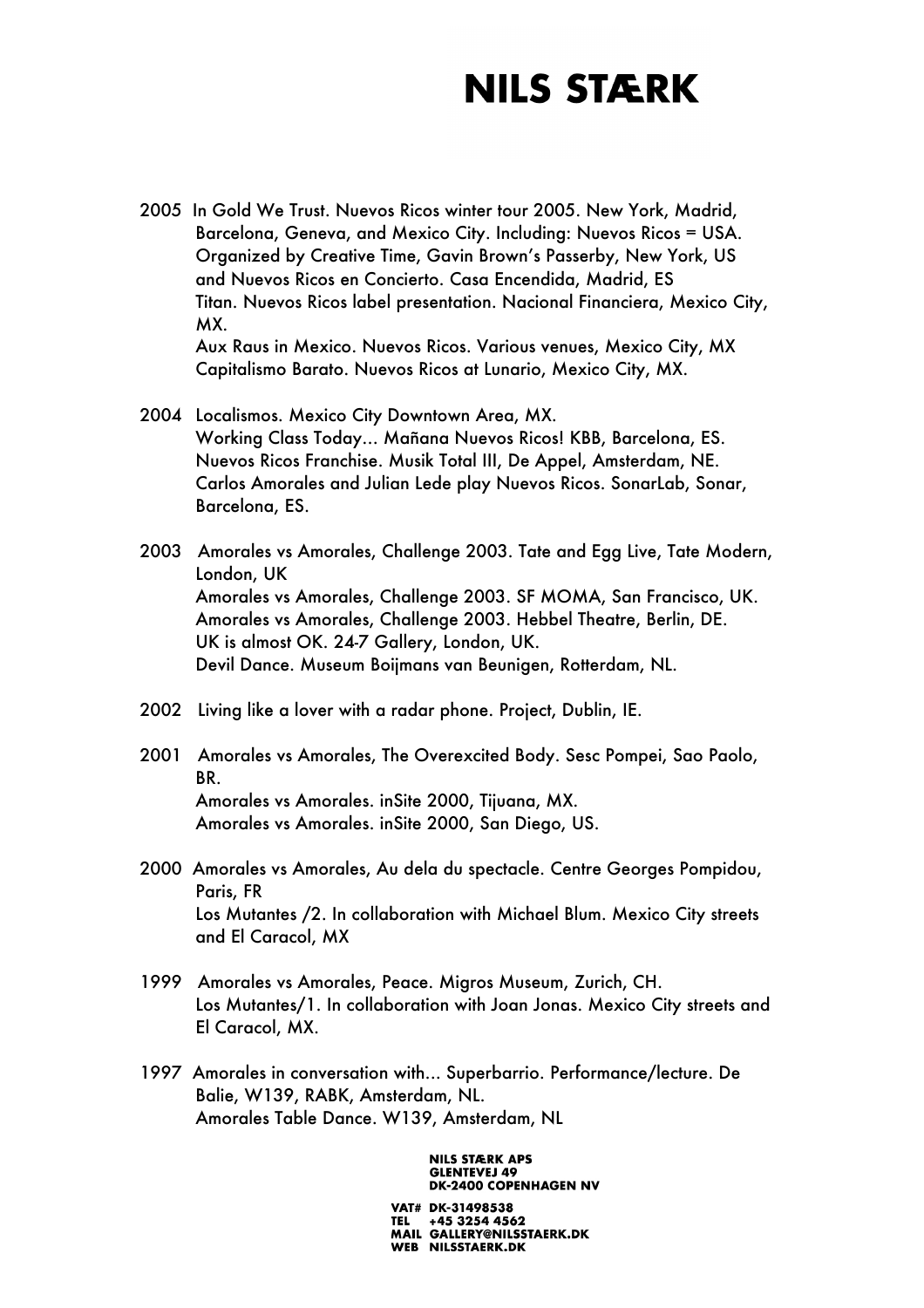2005 In Gold We Trust. Nuevos Ricos winter tour 2005. New York, Madrid, Barcelona, Geneva, and Mexico City. Including: Nuevos Ricos = USA. Organized by Creative Time, Gavin Brown's Passerby, New York, US and Nuevos Ricos en Concierto. Casa Encendida, Madrid, ES
Titan. Nuevos Ricos label presentation. Nacional Financiera, Mexico City, MX.
Aux Raus in Mexico. Nuevos Ricos. Various venues, Mexico City, MX
Capitalismo Barato. Nuevos Ricos at Lunario, Mexico City, MX.

2004 Localismos. Mexico City Downtown Area, MX.
Working Class Today... Mañana Nuevos Ricos! KBB, Barcelona, ES.
Nuevos Ricos Franchise. Musik Total III, De Appel, Amsterdam, NE.
Carlos Amorales and Julian Lede play Nuevos Ricos. SonarLab, Sonar, Barcelona, ES.

2003 Amorales vs Amorales, Challenge 2003. Tate and Egg Live, Tate Modern, London, UK
Amorales vs Amorales, Challenge 2003. SF MOMA, San Francisco, UK.
Amorales vs Amorales, Challenge 2003. Hebbel Theatre, Berlin, DE.
UK is almost OK. 24-7 Gallery, London, UK.
Devil Dance. Museum Boijmans van Beunigen, Rotterdam, NL.

2002 Living like a lover with a radar phone. Project, Dublin, IE.

2001 Amorales vs Amorales, The Overexcited Body. Sesc Pompei, Sao Paolo, BR.
Amorales vs Amorales. inSite 2000, Tijuana, MX.
Amorales vs Amorales. inSite 2000, San Diego, US.

2000 Amorales vs Amorales, Au dela du spectacle. Centre Georges Pompidou, Paris, FR
Los Mutantes /2. In collaboration with Michael Blum. Mexico City streets and El Caracol, MX

1999 Amorales vs Amorales, Peace. Migros Museum, Zurich, CH.
Los Mutantes/1. In collaboration with Joan Jonas. Mexico City streets and El Caracol, MX.

1997 Amorales in conversation with... Superbarrio. Performance/lecture. De Balie, W139, RABK, Amsterdam, NL.
Amorales Table Dance. W139, Amsterdam, NL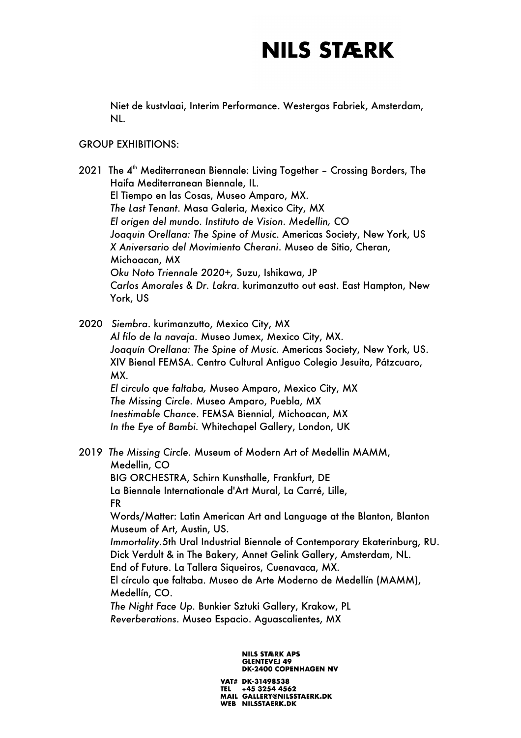Niet de kustvlaai, Interim Performance. Westergas Fabriek, Amsterdam, NL.

GROUP EXHIBITIONS:

2021 The 4th Mediterranean Biennale: Living Together – Crossing Borders, The Haifa Mediterranean Biennale, IL.
El Tiempo en las Cosas, Museo Amparo, MX.
*The Last Tenant*. Masa Galeria, Mexico City, MX
*El origen del mundo. Instituto de Vision. Medellin, CO*
*Joaquin Orellana: The Spine of Music*. Americas Society, New York, US
*X Aniversario del Movimiento Cherani*. Museo de Sitio, Cheran, Michoacan, MX
*Oku Noto Triennale 2020+,* Suzu, Ishikawa, JP
*Carlos Amorales & Dr. Lakra*. kurimanzutto out east. East Hampton, New York, US

2020 *Siembra*. kurimanzutto, Mexico City, MX
*Al filo de la navaja*. Museo Jumex, Mexico City, MX.
*Joaquín Orellana: The Spine of Music*. Americas Society, New York, US.
XIV Bienal FEMSA. Centro Cultural Antiguo Colegio Jesuita, Pátzcuaro, MX.
*El circulo que faltaba,* Museo Amparo, Mexico City, MX
*The Missing Circle*. Museo Amparo, Puebla, MX
*Inestimable Chance*. FEMSA Biennial, Michoacan, MX
*In the Eye of Bambi*. Whitechapel Gallery, London, UK

2019 *The Missing Circle*. Museum of Modern Art of Medellin MAMM, Medellin, CO
BIG ORCHESTRA, Schirn Kunsthalle, Frankfurt, DE
La Biennale Internationale d'Art Mural, La Carré, Lille, FR
Words/Matter: Latin American Art and Language at the Blanton, Blanton Museum of Art, Austin, US.
*Immortality*.5th Ural Industrial Biennale of Contemporary Ekaterinburg, RU.
Dick Verdult & in The Bakery, Annet Gelink Gallery, Amsterdam, NL.
End of Future. La Tallera Siqueiros, Cuenavaca, MX.
El círculo que faltaba. Museo de Arte Moderno de Medellín (MAMM), Medellín, CO.
*The Night Face Up*. Bunkier Sztuki Gallery, Krakow, PL
*Reverberations*. Museo Espacio. Aguascalientes, MX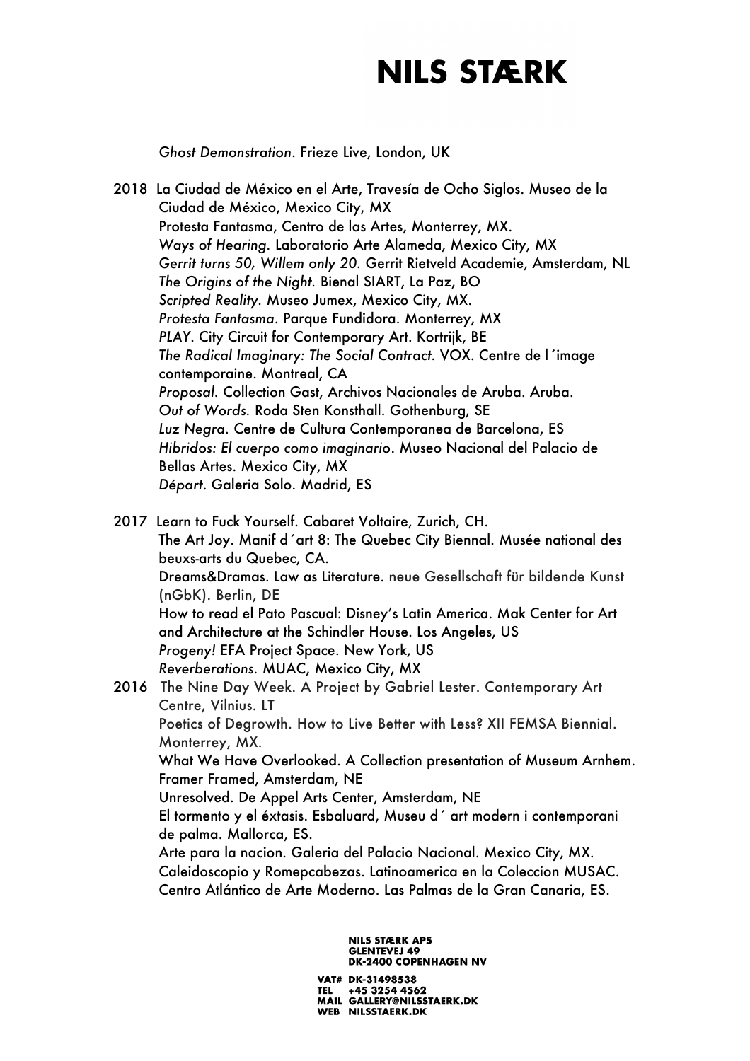*Ghost Demonstration*. Frieze Live, London, UK

2018 La Ciudad de México en el Arte, Travesía de Ocho Siglos. Museo de la Ciudad de México, Mexico City, MX
Protesta Fantasma, Centro de las Artes, Monterrey, MX.
*Ways of Hearing.* Laboratorio Arte Alameda, Mexico City, MX
*Gerrit turns 50, Willem only 20.* Gerrit Rietveld Academie, Amsterdam, NL
*The Origins of the Night.* Bienal SIART, La Paz, BO
*Scripted Reality.* Museo Jumex, Mexico City, MX.
*Protesta Fantasma*. Parque Fundidora. Monterrey, MX
*PLAY.* City Circuit for Contemporary Art. Kortrijk, BE
*The Radical Imaginary: The Social Contract.* VOX. Centre de l´image contemporaine. Montreal, CA
*Proposal.* Collection Gast, Archivos Nacionales de Aruba. Aruba.
*Out of Words.* Roda Sten Konsthall. Gothenburg, SE
*Luz Negra.* Centre de Cultura Contemporanea de Barcelona, ES
*Hibridos: El cuerpo como imaginario*. Museo Nacional del Palacio de Bellas Artes. Mexico City, MX
*Départ*. Galeria Solo. Madrid, ES

2017 Learn to Fuck Yourself. Cabaret Voltaire, Zurich, CH.
The Art Joy. Manif d´art 8: The Quebec City Biennal. Musée national des beuxs-arts du Quebec, CA.
Dreams&Dramas. Law as Literature. neue Gesellschaft für bildende Kunst (nGbK). Berlin, DE
How to read el Pato Pascual: Disney's Latin America. Mak Center for Art and Architecture at the Schindler House. Los Angeles, US
*Progeny!* EFA Project Space. New York, US
*Reverberations.* MUAC, Mexico City, MX

2016 The Nine Day Week. A Project by Gabriel Lester. Contemporary Art Centre, Vilnius. LT
Poetics of Degrowth. How to Live Better with Less? XII FEMSA Biennial. Monterrey, MX.
What We Have Overlooked. A Collection presentation of Museum Arnhem. Framer Framed, Amsterdam, NE
Unresolved. De Appel Arts Center, Amsterdam, NE
El tormento y el éxtasis. Esbaluard, Museu d´ art modern i contemporani de palma. Mallorca, ES.
Arte para la nacion. Galeria del Palacio Nacional. Mexico City, MX.
Caleidoscopio y Romepcabezas. Latinoamerica en la Coleccion MUSAC. Centro Atlántico de Arte Moderno. Las Palmas de la Gran Canaria, ES.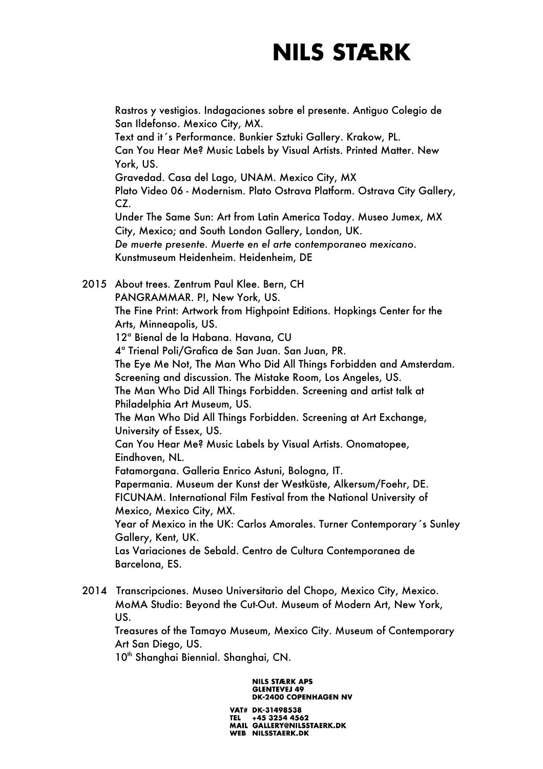Rastros y vestigios. Indagaciones sobre el presente. Antiguo Colegio de San Ildefonso. Mexico City, MX.
Text and it´s Performance. Bunkier Sztuki Gallery. Krakow, PL.
Can You Hear Me? Music Labels by Visual Artists. Printed Matter. New York, US.
Gravedad. Casa del Lago, UNAM. Mexico City, MX
Plato Video 06 - Modernism. Plato Ostrava Platform. Ostrava City Gallery, CZ.
Under The Same Sun: Art from Latin America Today. Museo Jumex, MX City, Mexico; and South London Gallery, London, UK.
*De muerte presente. Muerte en el arte contemporaneo mexicano*. Kunstmuseum Heidenheim. Heidenheim, DE

2015 About trees. Zentrum Paul Klee. Bern, CH
PANGRAMMAR. P!, New York, US.
The Fine Print: Artwork from Highpoint Editions. Hopkings Center for the Arts, Minneapolis, US.
12ª Bienal de la Habana. Havana, CU
4ª Trienal Poli/Grafica de San Juan. San Juan, PR.
The Eye Me Not, The Man Who Did All Things Forbidden and Amsterdam. Screening and discussion. The Mistake Room, Los Angeles, US.
The Man Who Did All Things Forbidden. Screening and artist talk at Philadelphia Art Museum, US.
The Man Who Did All Things Forbidden. Screening at Art Exchange, University of Essex, US.
Can You Hear Me? Music Labels by Visual Artists. Onomatopee, Eindhoven, NL.
Fatamorgana. Galleria Enrico Astuni, Bologna, IT.
Papermania. Museum der Kunst der Westküste, Alkersum/Foehr, DE.
FICUNAM. International Film Festival from the National University of Mexico, Mexico City, MX.
Year of Mexico in the UK: Carlos Amorales. Turner Contemporary´s Sunley Gallery, Kent, UK.
Las Variaciones de Sebald. Centro de Cultura Contemporanea de Barcelona, ES.

2014 Transcripciones. Museo Universitario del Chopo, Mexico City, Mexico.
MoMA Studio: Beyond the Cut-Out. Museum of Modern Art, New York, US.
Treasures of the Tamayo Museum, Mexico City. Museum of Contemporary Art San Diego, US.
10th Shanghai Biennial. Shanghai, CN.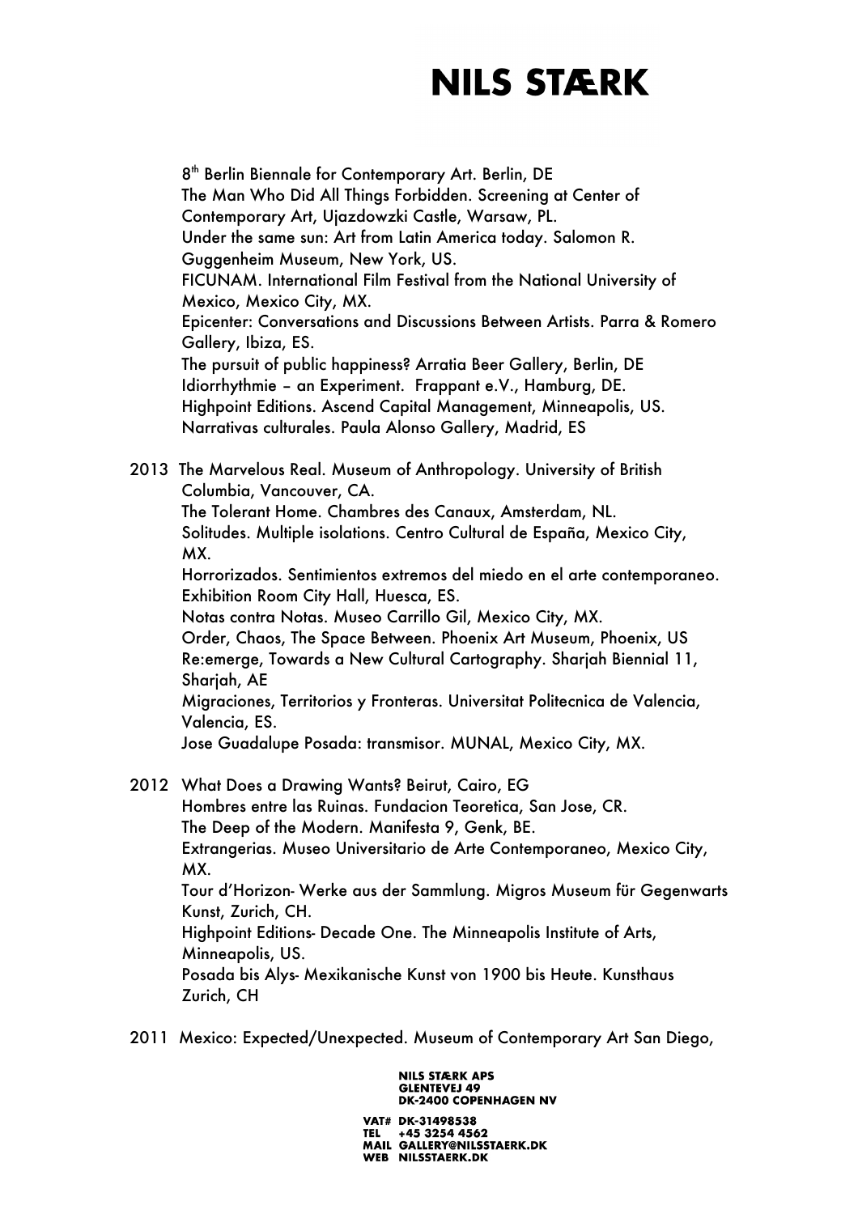8th Berlin Biennale for Contemporary Art. Berlin, DE
The Man Who Did All Things Forbidden. Screening at Center of Contemporary Art, Ujazdowzki Castle, Warsaw, PL.
Under the same sun: Art from Latin America today. Salomon R. Guggenheim Museum, New York, US.
FICUNAM. International Film Festival from the National University of Mexico, Mexico City, MX.
Epicenter: Conversations and Discussions Between Artists. Parra & Romero Gallery, Ibiza, ES.
The pursuit of public happiness? Arratia Beer Gallery, Berlin, DE
Idiorrhythmie – an Experiment. Frappant e.V., Hamburg, DE.
Highpoint Editions. Ascend Capital Management, Minneapolis, US.
Narrativas culturales. Paula Alonso Gallery, Madrid, ES

2013 The Marvelous Real. Museum of Anthropology. University of British Columbia, Vancouver, CA.
The Tolerant Home. Chambres des Canaux, Amsterdam, NL.
Solitudes. Multiple isolations. Centro Cultural de España, Mexico City, MX.
Horrorizados. Sentimientos extremos del miedo en el arte contemporaneo. Exhibition Room City Hall, Huesca, ES.
Notas contra Notas. Museo Carrillo Gil, Mexico City, MX.
Order, Chaos, The Space Between. Phoenix Art Museum, Phoenix, US
Re:emerge, Towards a New Cultural Cartography. Sharjah Biennial 11, Sharjah, AE
Migraciones, Territorios y Fronteras. Universitat Politecnica de Valencia, Valencia, ES.
Jose Guadalupe Posada: transmisor. MUNAL, Mexico City, MX.

2012 What Does a Drawing Wants? Beirut, Cairo, EG
Hombres entre las Ruinas. Fundacion Teoretica, San Jose, CR.
The Deep of the Modern. Manifesta 9, Genk, BE.
Extrangerias. Museo Universitario de Arte Contemporaneo, Mexico City, MX.
Tour d'Horizon- Werke aus der Sammlung. Migros Museum für Gegenwarts Kunst, Zurich, CH.
Highpoint Editions- Decade One. The Minneapolis Institute of Arts, Minneapolis, US.
Posada bis Alys- Mexikanische Kunst von 1900 bis Heute. Kunsthaus Zurich, CH

2011 Mexico: Expected/Unexpected. Museum of Contemporary Art San Diego,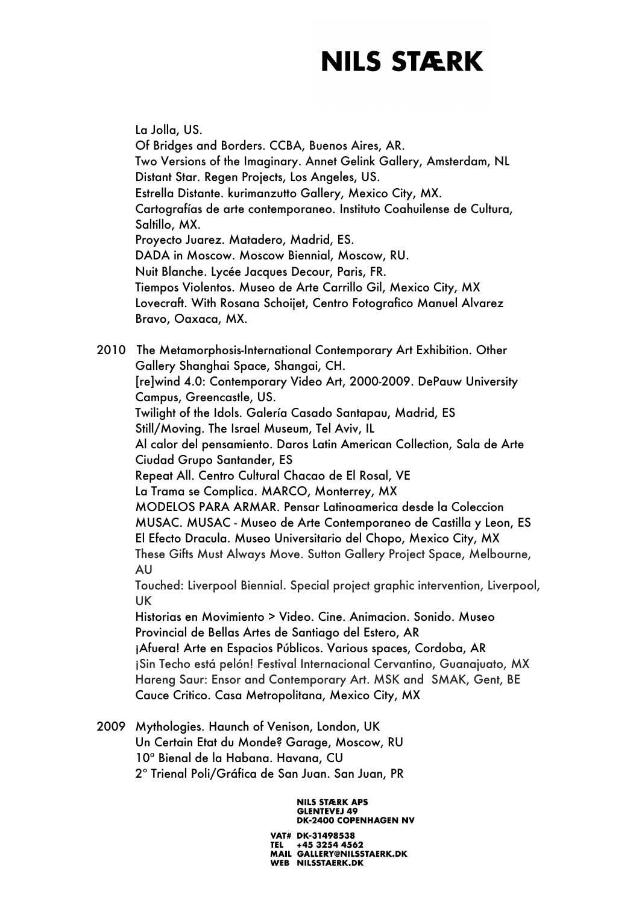La Jolla, US.
Of Bridges and Borders. CCBA, Buenos Aires, AR.
Two Versions of the Imaginary. Annet Gelink Gallery, Amsterdam, NL
Distant Star. Regen Projects, Los Angeles, US.
Estrella Distante. kurimanzutto Gallery, Mexico City, MX.
Cartografías de arte contemporaneo. Instituto Coahuilense de Cultura, Saltillo, MX.
Proyecto Juarez. Matadero, Madrid, ES.
DADA in Moscow. Moscow Biennial, Moscow, RU.
Nuit Blanche. Lycée Jacques Decour, Paris, FR.
Tiempos Violentos. Museo de Arte Carrillo Gil, Mexico City, MX
Lovecraft. With Rosana Schoijet, Centro Fotografico Manuel Alvarez Bravo, Oaxaca, MX.

2010 The Metamorphosis-International Contemporary Art Exhibition. Other Gallery Shanghai Space, Shangai, CH.
[re]wind 4.0: Contemporary Video Art, 2000-2009. DePauw University Campus, Greencastle, US.
Twilight of the Idols. Galería Casado Santapau, Madrid, ES
Still/Moving. The Israel Museum, Tel Aviv, IL
Al calor del pensamiento. Daros Latin American Collection, Sala de Arte Ciudad Grupo Santander, ES
Repeat All. Centro Cultural Chacao de El Rosal, VE
La Trama se Complica. MARCO, Monterrey, MX
MODELOS PARA ARMAR. Pensar Latinoamerica desde la Coleccion MUSAC. MUSAC - Museo de Arte Contemporaneo de Castilla y Leon, ES
El Efecto Dracula. Museo Universitario del Chopo, Mexico City, MX
These Gifts Must Always Move. Sutton Gallery Project Space, Melbourne, AU
Touched: Liverpool Biennial. Special project graphic intervention, Liverpool, UK
Historias en Movimiento > Video. Cine. Animacion. Sonido. Museo Provincial de Bellas Artes de Santiago del Estero, AR
¡Afuera! Arte en Espacios Públicos. Various spaces, Cordoba, AR
¡Sin Techo está pelón! Festival Internacional Cervantino, Guanajuato, MX
Hareng Saur: Ensor and Contemporary Art. MSK and SMAK, Gent, BE
Cauce Critico. Casa Metropolitana, Mexico City, MX

2009 Mythologies. Haunch of Venison, London, UK
Un Certain Etat du Monde? Garage, Moscow, RU
10ª Bienal de la Habana. Havana, CU
2° Trienal Poli/Gráfica de San Juan. San Juan, PR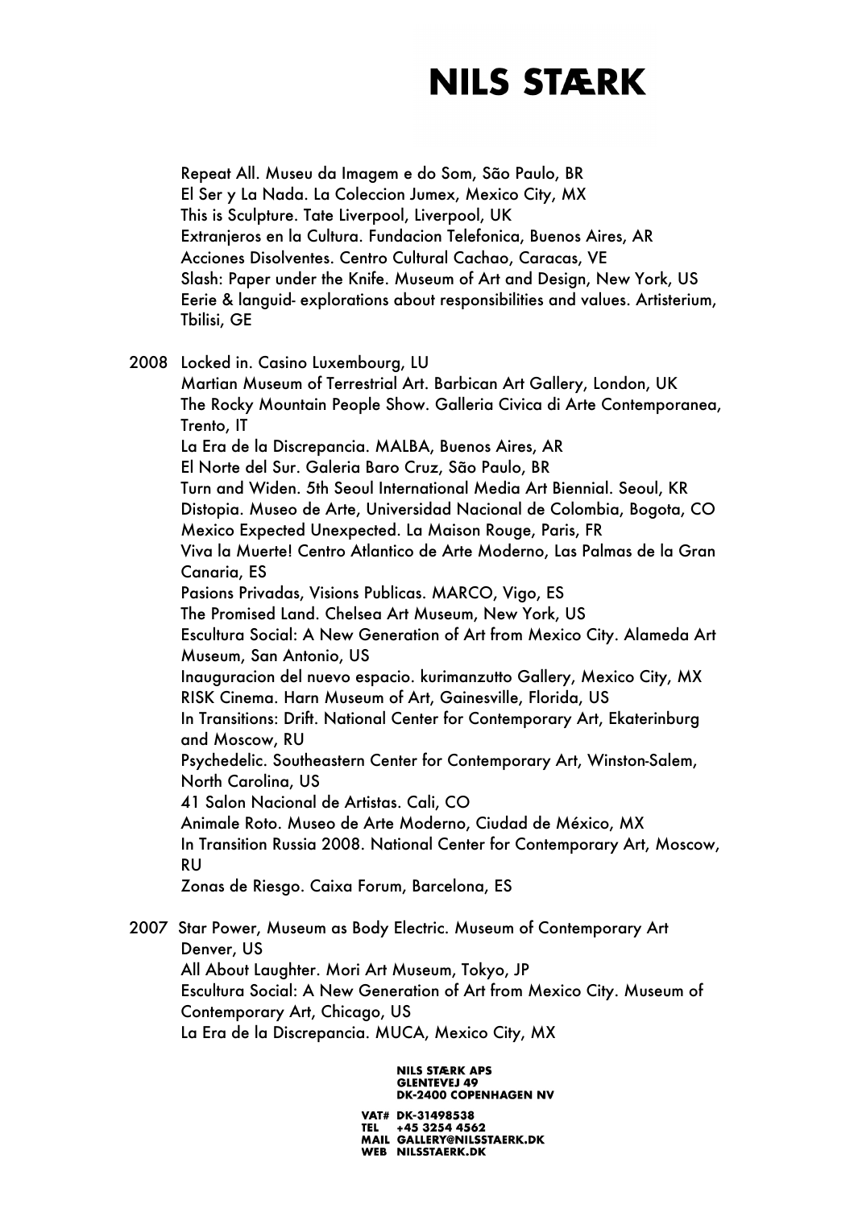Repeat All. Museu da Imagem e do Som, São Paulo, BR
El Ser y La Nada. La Coleccion Jumex, Mexico City, MX
This is Sculpture. Tate Liverpool, Liverpool, UK
Extranjeros en la Cultura. Fundacion Telefonica, Buenos Aires, AR
Acciones Disolventes. Centro Cultural Cachao, Caracas, VE
Slash: Paper under the Knife. Museum of Art and Design, New York, US
Eerie & languid- explorations about responsibilities and values. Artisterium, Tbilisi, GE

2008 Locked in. Casino Luxembourg, LU
Martian Museum of Terrestrial Art. Barbican Art Gallery, London, UK
The Rocky Mountain People Show. Galleria Civica di Arte Contemporanea, Trento, IT
La Era de la Discrepancia. MALBA, Buenos Aires, AR
El Norte del Sur. Galeria Baro Cruz, São Paulo, BR
Turn and Widen. 5th Seoul International Media Art Biennial. Seoul, KR
Distopia. Museo de Arte, Universidad Nacional de Colombia, Bogota, CO
Mexico Expected Unexpected. La Maison Rouge, Paris, FR
Viva la Muerte! Centro Atlantico de Arte Moderno, Las Palmas de la Gran Canaria, ES
Pasions Privadas, Visions Publicas. MARCO, Vigo, ES
The Promised Land. Chelsea Art Museum, New York, US
Escultura Social: A New Generation of Art from Mexico City. Alameda Art Museum, San Antonio, US
Inauguracion del nuevo espacio. kurimanzutto Gallery, Mexico City, MX
RISK Cinema. Harn Museum of Art, Gainesville, Florida, US
In Transitions: Drift. National Center for Contemporary Art, Ekaterinburg and Moscow, RU
Psychedelic. Southeastern Center for Contemporary Art, Winston-Salem, North Carolina, US
41 Salon Nacional de Artistas. Cali, CO
Animale Roto. Museo de Arte Moderno, Ciudad de México, MX
In Transition Russia 2008. National Center for Contemporary Art, Moscow, RU
Zonas de Riesgo. Caixa Forum, Barcelona, ES

2007 Star Power, Museum as Body Electric. Museum of Contemporary Art Denver, US
All About Laughter. Mori Art Museum, Tokyo, JP
Escultura Social: A New Generation of Art from Mexico City. Museum of Contemporary Art, Chicago, US
La Era de la Discrepancia. MUCA, Mexico City, MX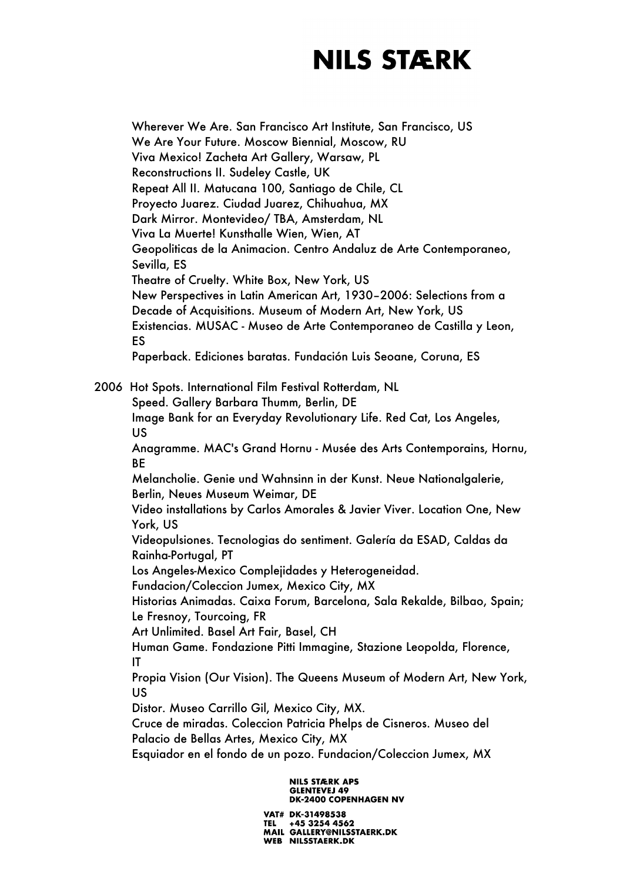Wherever We Are. San Francisco Art Institute, San Francisco, US
We Are Your Future. Moscow Biennial, Moscow, RU
Viva Mexico! Zacheta Art Gallery, Warsaw, PL
Reconstructions II. Sudeley Castle, UK
Repeat All II. Matucana 100, Santiago de Chile, CL
Proyecto Juarez. Ciudad Juarez, Chihuahua, MX
Dark Mirror. Montevideo/ TBA, Amsterdam, NL
Viva La Muerte! Kunsthalle Wien, Wien, AT
Geopoliticas de la Animacion. Centro Andaluz de Arte Contemporaneo, Sevilla, ES
Theatre of Cruelty. White Box, New York, US
New Perspectives in Latin American Art, 1930–2006: Selections from a Decade of Acquisitions. Museum of Modern Art, New York, US
Existencias. MUSAC - Museo de Arte Contemporaneo de Castilla y Leon, ES
Paperback. Ediciones baratas. Fundación Luis Seoane, Coruna, ES

2006 Hot Spots. International Film Festival Rotterdam, NL
Speed. Gallery Barbara Thumm, Berlin, DE
Image Bank for an Everyday Revolutionary Life. Red Cat, Los Angeles, US
Anagramme. MAC's Grand Hornu - Musée des Arts Contemporains, Hornu, BE
Melancholie. Genie und Wahnsinn in der Kunst. Neue Nationalgalerie, Berlin, Neues Museum Weimar, DE
Video installations by Carlos Amorales & Javier Viver. Location One, New York, US
Videopulsiones. Tecnologias do sentiment. Galería da ESAD, Caldas da Rainha-Portugal, PT
Los Angeles-Mexico Complejidades y Heterogeneidad. Fundacion/Coleccion Jumex, Mexico City, MX
Historias Animadas. Caixa Forum, Barcelona, Sala Rekalde, Bilbao, Spain; Le Fresnoy, Tourcoing, FR
Art Unlimited. Basel Art Fair, Basel, CH
Human Game. Fondazione Pitti Immagine, Stazione Leopolda, Florence, IT
Propia Vision (Our Vision). The Queens Museum of Modern Art, New York, US
Distor. Museo Carrillo Gil, Mexico City, MX.
Cruce de miradas. Coleccion Patricia Phelps de Cisneros. Museo del Palacio de Bellas Artes, Mexico City, MX
Esquiador en el fondo de un pozo. Fundacion/Coleccion Jumex, MX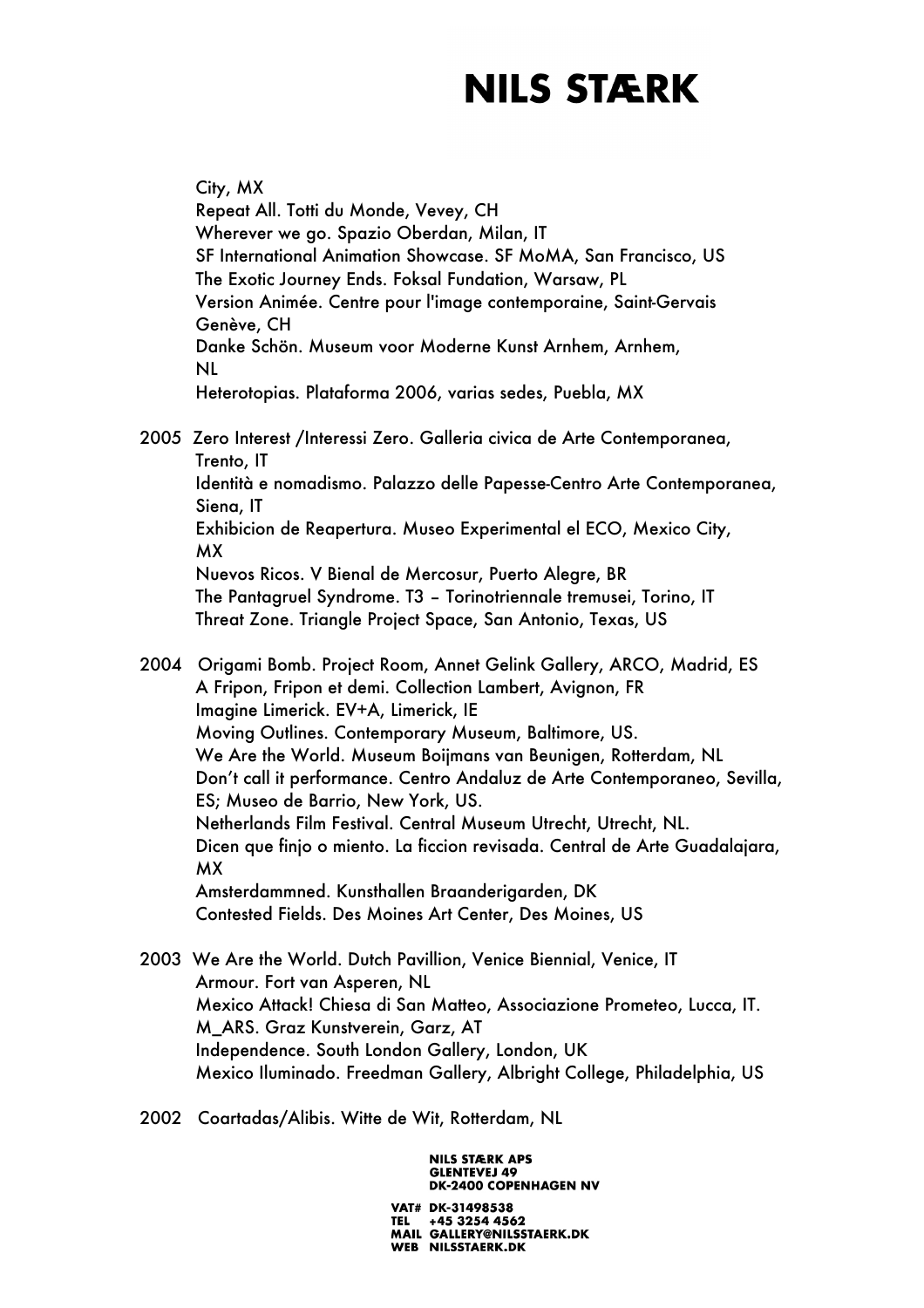City, MX
Repeat All. Totti du Monde, Vevey, CH
Wherever we go. Spazio Oberdan, Milan, IT
SF International Animation Showcase. SF MoMA, San Francisco, US
The Exotic Journey Ends. Foksal Fundation, Warsaw, PL
Version Animée. Centre pour l'image contemporaine, Saint-Gervais Genève, CH
Danke Schön. Museum voor Moderne Kunst Arnhem, Arnhem, NL
Heterotopias. Plataforma 2006, varias sedes, Puebla, MX

2005 Zero Interest /Interessi Zero. Galleria civica de Arte Contemporanea, Trento, IT
Identità e nomadismo. Palazzo delle Papesse-Centro Arte Contemporanea, Siena, IT
Exhibicion de Reapertura. Museo Experimental el ECO, Mexico City, MX
Nuevos Ricos. V Bienal de Mercosur, Puerto Alegre, BR
The Pantagruel Syndrome. T3 – Torinotriennale tremusei, Torino, IT
Threat Zone. Triangle Project Space, San Antonio, Texas, US

2004 Origami Bomb. Project Room, Annet Gelink Gallery, ARCO, Madrid, ES
A Fripon, Fripon et demi. Collection Lambert, Avignon, FR
Imagine Limerick. EV+A, Limerick, IE
Moving Outlines. Contemporary Museum, Baltimore, US.
We Are the World. Museum Boijmans van Beunigen, Rotterdam, NL
Don't call it performance. Centro Andaluz de Arte Contemporaneo, Sevilla, ES; Museo de Barrio, New York, US.
Netherlands Film Festival. Central Museum Utrecht, Utrecht, NL.
Dicen que finjo o miento. La ficcion revisada. Central de Arte Guadalajara, MX
Amsterdammned. Kunsthallen Braanderigarden, DK
Contested Fields. Des Moines Art Center, Des Moines, US

2003 We Are the World. Dutch Pavillion, Venice Biennial, Venice, IT
Armour. Fort van Asperen, NL
Mexico Attack! Chiesa di San Matteo, Associazione Prometeo, Lucca, IT.
M_ARS. Graz Kunstverein, Garz, AT
Independence. South London Gallery, London, UK
Mexico Iluminado. Freedman Gallery, Albright College, Philadelphia, US

2002 Coartadas/Alibis. Witte de Wit, Rotterdam, NL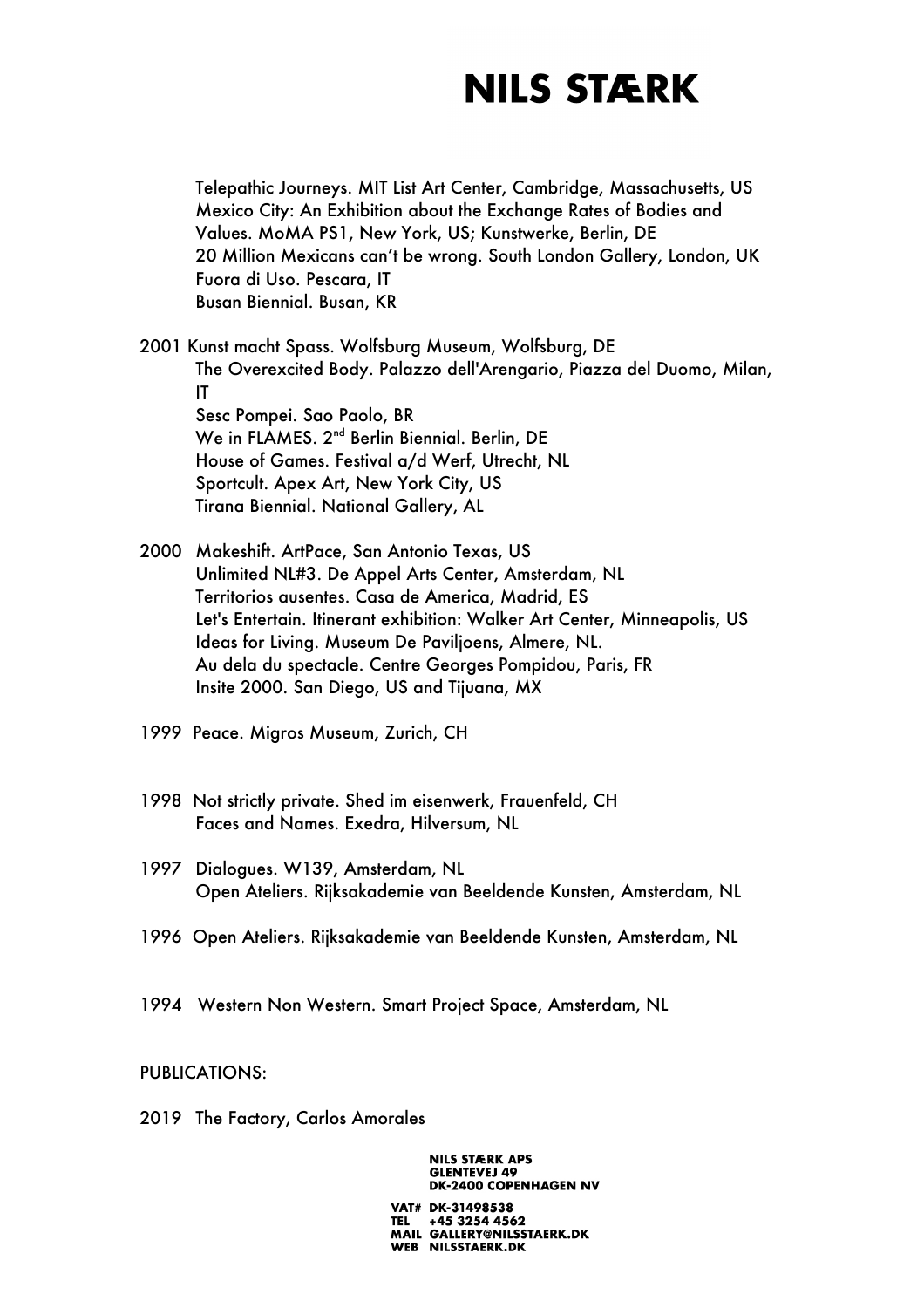Telepathic Journeys. MIT List Art Center, Cambridge, Massachusetts, US
Mexico City: An Exhibition about the Exchange Rates of Bodies and Values. MoMA PS1, New York, US; Kunstwerke, Berlin, DE
20 Million Mexicans can't be wrong. South London Gallery, London, UK
Fuora di Uso. Pescara, IT
Busan Biennial. Busan, KR

2001 Kunst macht Spass. Wolfsburg Museum, Wolfsburg, DE
The Overexcited Body. Palazzo dell'Arengario, Piazza del Duomo, Milan, IT
Sesc Pompei. Sao Paolo, BR
We in FLAMES. 2nd Berlin Biennial. Berlin, DE
House of Games. Festival a/d Werf, Utrecht, NL
Sportcult. Apex Art, New York City, US
Tirana Biennial. National Gallery, AL

2000 Makeshift. ArtPace, San Antonio Texas, US
Unlimited NL#3. De Appel Arts Center, Amsterdam, NL
Territorios ausentes. Casa de America, Madrid, ES
Let's Entertain. Itinerant exhibition: Walker Art Center, Minneapolis, US
Ideas for Living. Museum De Paviljoens, Almere, NL.
Au dela du spectacle. Centre Georges Pompidou, Paris, FR
Insite 2000. San Diego, US and Tijuana, MX

1999 Peace. Migros Museum, Zurich, CH

1998 Not strictly private. Shed im eisenwerk, Frauenfeld, CH
Faces and Names. Exedra, Hilversum, NL

1997 Dialogues. W139, Amsterdam, NL
Open Ateliers. Rijksakademie van Beeldende Kunsten, Amsterdam, NL

1996 Open Ateliers. Rijksakademie van Beeldende Kunsten, Amsterdam, NL

1994 Western Non Western. Smart Project Space, Amsterdam, NL

PUBLICATIONS:

2019 The Factory, Carlos Amorales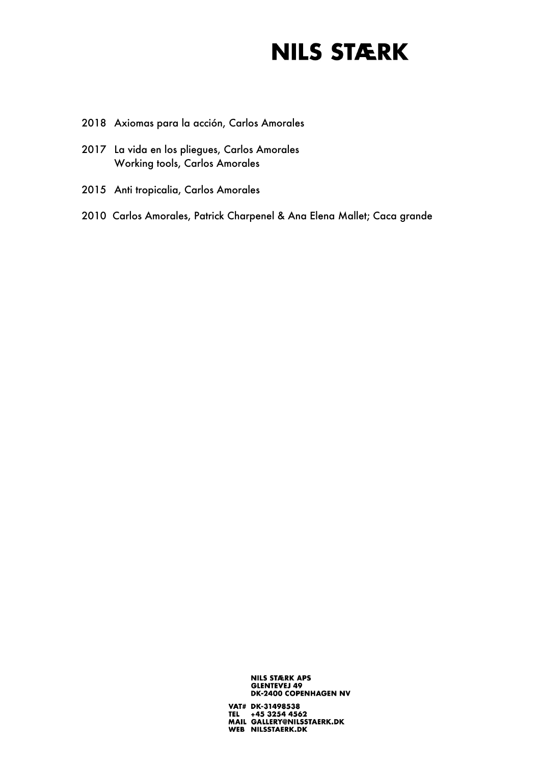2018 Axiomas para la acción, Carlos Amorales

2017 La vida en los pliegues, Carlos Amorales
Working tools, Carlos Amorales

2015 Anti tropicalia, Carlos Amorales

2010 Carlos Amorales, Patrick Charpenel & Ana Elena Mallet; Caca grande